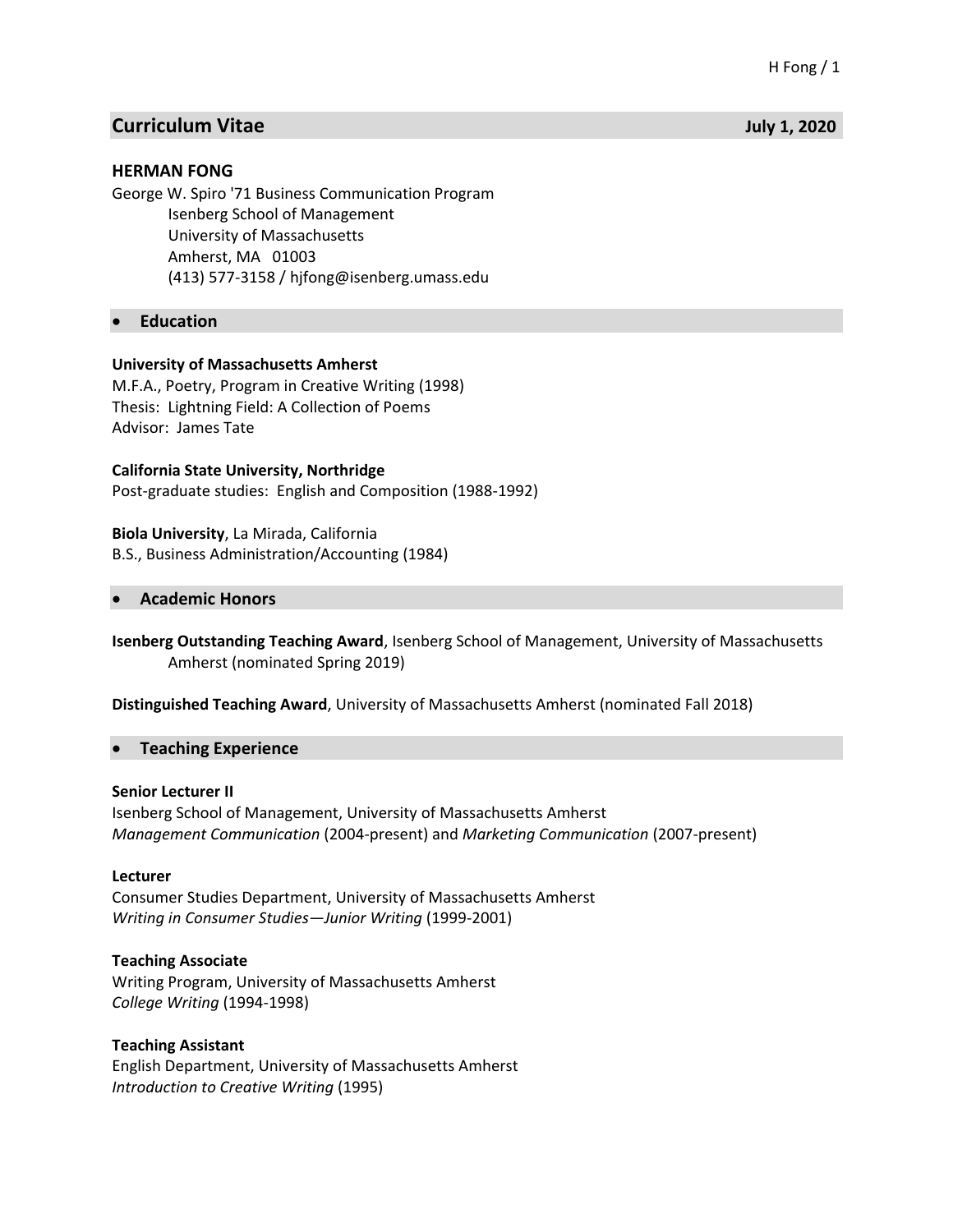# Curriculum Vitae

**July 1, 2020**

### HERMAN FONG

George W. Spiro '71 Business Communication Program
Isenberg School of Management
University of Massachusetts
Amherst, MA 01003
(413) 577-3158 / hjfong@isenberg.umass.edu

## Education

**University of Massachusetts Amherst**
M.F.A., Poetry, Program in Creative Writing (1998)
Thesis: Lightning Field: A Collection of Poems
Advisor: James Tate

**California State University, Northridge**
Post-graduate studies: English and Composition (1988-1992)

**Biola University**, La Mirada, California
B.S., Business Administration/Accounting (1984)

## Academic Honors

**Isenberg Outstanding Teaching Award**, Isenberg School of Management, University of Massachusetts Amherst (nominated Spring 2019)

**Distinguished Teaching Award**, University of Massachusetts Amherst (nominated Fall 2018)

## Teaching Experience

**Senior Lecturer II**
Isenberg School of Management, University of Massachusetts Amherst
*Management Communication* (2004-present) and *Marketing Communication* (2007-present)

**Lecturer**
Consumer Studies Department, University of Massachusetts Amherst
*Writing in Consumer Studies—Junior Writing* (1999-2001)

**Teaching Associate**
Writing Program, University of Massachusetts Amherst
*College Writing* (1994-1998)

**Teaching Assistant**
English Department, University of Massachusetts Amherst
*Introduction to Creative Writing* (1995)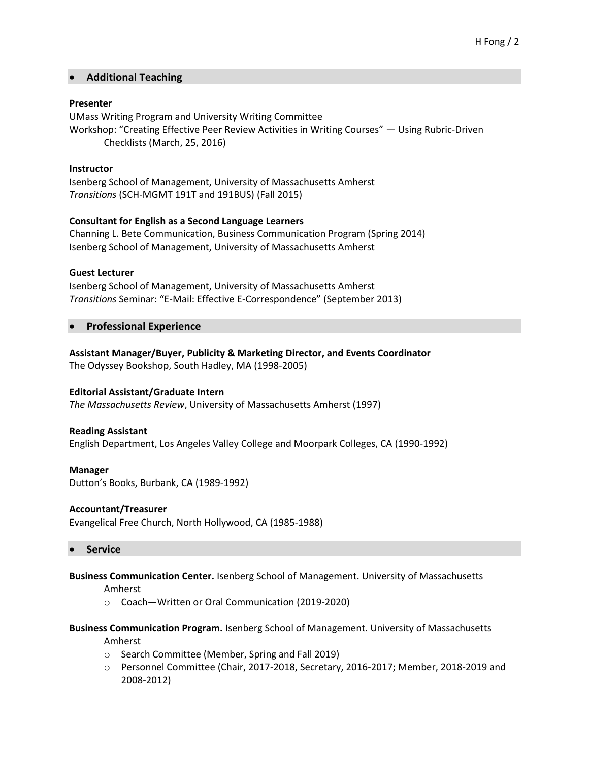## Additional Teaching

**Presenter**
UMass Writing Program and University Writing Committee
Workshop: "Creating Effective Peer Review Activities in Writing Courses" — Using Rubric-Driven Checklists (March, 25, 2016)

**Instructor**
Isenberg School of Management, University of Massachusetts Amherst
*Transitions* (SCH-MGMT 191T and 191BUS) (Fall 2015)

**Consultant for English as a Second Language Learners**
Channing L. Bete Communication, Business Communication Program (Spring 2014)
Isenberg School of Management, University of Massachusetts Amherst

**Guest Lecturer**
Isenberg School of Management, University of Massachusetts Amherst
*Transitions* Seminar: "E-Mail: Effective E-Correspondence" (September 2013)

## Professional Experience

**Assistant Manager/Buyer, Publicity & Marketing Director, and Events Coordinator**
The Odyssey Bookshop, South Hadley, MA (1998-2005)

**Editorial Assistant/Graduate Intern**
*The Massachusetts Review*, University of Massachusetts Amherst (1997)

**Reading Assistant**
English Department, Los Angeles Valley College and Moorpark Colleges, CA (1990-1992)

**Manager**
Dutton's Books, Burbank, CA (1989-1992)

**Accountant/Treasurer**
Evangelical Free Church, North Hollywood, CA (1985-1988)

## Service

**Business Communication Center.** Isenberg School of Management. University of Massachusetts Amherst

- Coach—Written or Oral Communication (2019-2020)

**Business Communication Program.** Isenberg School of Management. University of Massachusetts Amherst

- Search Committee (Member, Spring and Fall 2019)
- Personnel Committee (Chair, 2017-2018, Secretary, 2016-2017; Member, 2018-2019 and 2008-2012)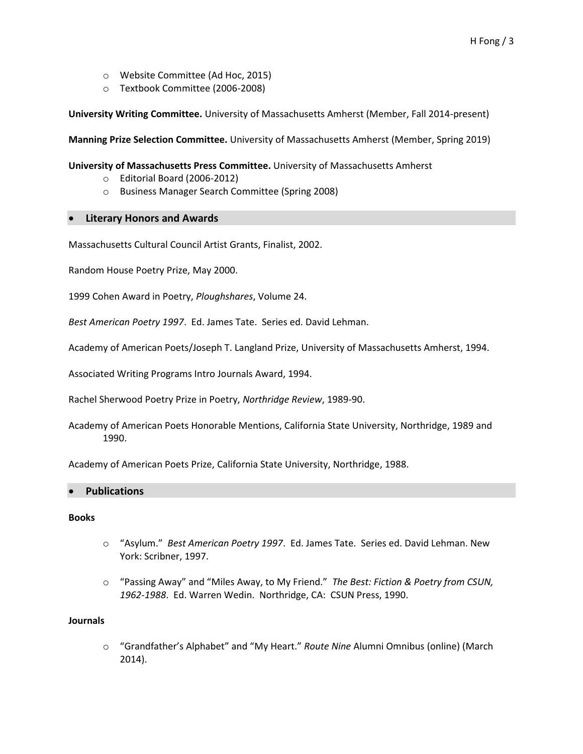- Website Committee (Ad Hoc, 2015)
- Textbook Committee (2006-2008)

**University Writing Committee.** University of Massachusetts Amherst (Member, Fall 2014-present)

**Manning Prize Selection Committee.** University of Massachusetts Amherst (Member, Spring 2019)

**University of Massachusetts Press Committee.** University of Massachusetts Amherst

- Editorial Board (2006-2012)
- Business Manager Search Committee (Spring 2008)

## Literary Honors and Awards

Massachusetts Cultural Council Artist Grants, Finalist, 2002.

Random House Poetry Prize, May 2000.

1999 Cohen Award in Poetry, *Ploughshares*, Volume 24.

*Best American Poetry 1997*. Ed. James Tate. Series ed. David Lehman.

Academy of American Poets/Joseph T. Langland Prize, University of Massachusetts Amherst, 1994.

Associated Writing Programs Intro Journals Award, 1994.

Rachel Sherwood Poetry Prize in Poetry, *Northridge Review*, 1989-90.

Academy of American Poets Honorable Mentions, California State University, Northridge, 1989 and 1990.

Academy of American Poets Prize, California State University, Northridge, 1988.

## Publications

**Books**

- "Asylum." *Best American Poetry 1997*. Ed. James Tate. Series ed. David Lehman. New York: Scribner, 1997.
- "Passing Away" and "Miles Away, to My Friend." *The Best: Fiction & Poetry from CSUN, 1962-1988*. Ed. Warren Wedin. Northridge, CA: CSUN Press, 1990.

**Journals**

- "Grandfather's Alphabet" and "My Heart." *Route Nine* Alumni Omnibus (online) (March 2014).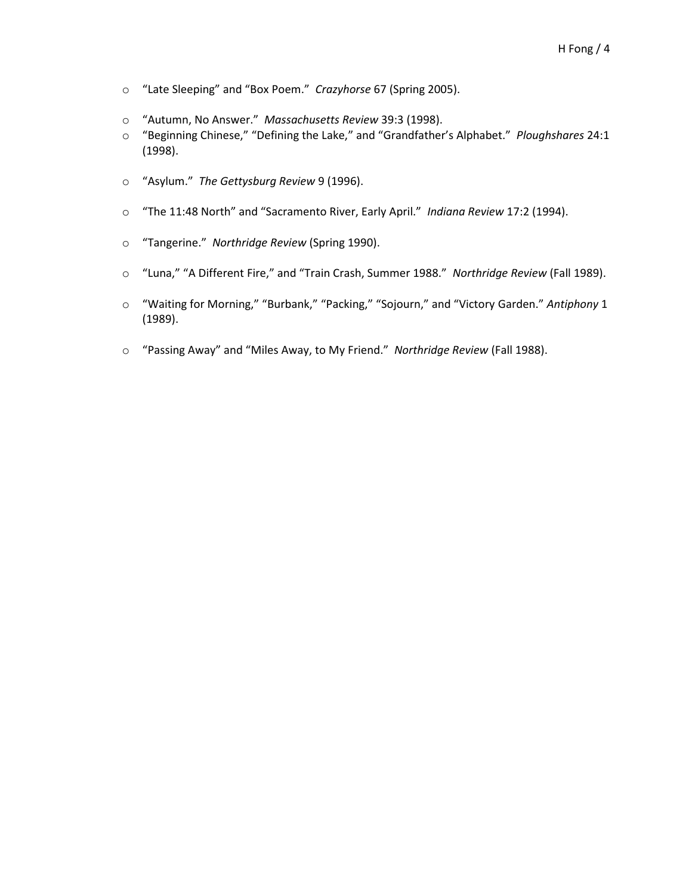- "Late Sleeping" and "Box Poem." *Crazyhorse* 67 (Spring 2005).
- "Autumn, No Answer." *Massachusetts Review* 39:3 (1998).
- "Beginning Chinese," "Defining the Lake," and "Grandfather's Alphabet." *Ploughshares* 24:1 (1998).
- "Asylum." *The Gettysburg Review* 9 (1996).
- "The 11:48 North" and "Sacramento River, Early April." *Indiana Review* 17:2 (1994).
- "Tangerine." *Northridge Review* (Spring 1990).
- "Luna," "A Different Fire," and "Train Crash, Summer 1988." *Northridge Review* (Fall 1989).
- "Waiting for Morning," "Burbank," "Packing," "Sojourn," and "Victory Garden." *Antiphony* 1 (1989).
- "Passing Away" and "Miles Away, to My Friend." *Northridge Review* (Fall 1988).